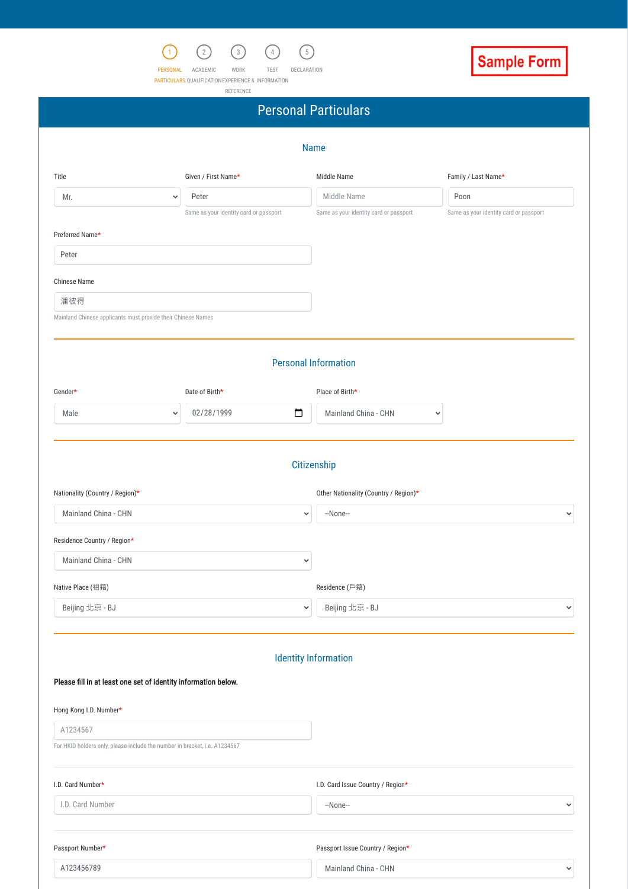1 PERSONAL PARTICULARS | 2 ACADEMIC QUALIFICATION | 3 WORK EXPERIENCE & REFERENCE | 4 TEST INFORMATION | 5 DECLARATION

**Sample Form**

# Personal Particulars

## Name

| Title | Given / First Name* | Middle Name | Family / Last Name* |
|---|---|---|---|
| Mr. | Peter | Middle Name | Poon |
| | Same as your identity card or passport | Same as your identity card or passport | Same as your identity card or passport |

Preferred Name*

Peter

Chinese Name

潘彼得

Mainland Chinese applicants must provide their Chinese Names

## Personal Information

| Gender* | Date of Birth* | Place of Birth* |
|---|---|---|
| Male | 02/28/1999 | Mainland China - CHN |

## Citizenship

| Nationality (Country / Region)* | Other Nationality (Country / Region)* |
|---|---|
| Mainland China - CHN | --None-- |

Residence Country / Region*

Mainland China - CHN

| Native Place (祖籍) | Residence (戶籍) |
|---|---|
| Beijing 北京 - BJ | Beijing 北京 - BJ |

## Identity Information

**Please fill in at least one set of identity information below.**

Hong Kong I.D. Number*

A1234567

For HKID holders only, please include the number in bracket, i.e. A1234567

| I.D. Card Number* | I.D. Card Issue Country / Region* |
|---|---|
| I.D. Card Number | --None-- |

| Passport Number* | Passport Issue Country / Region* |
|---|---|
| A123456789 | Mainland China - CHN |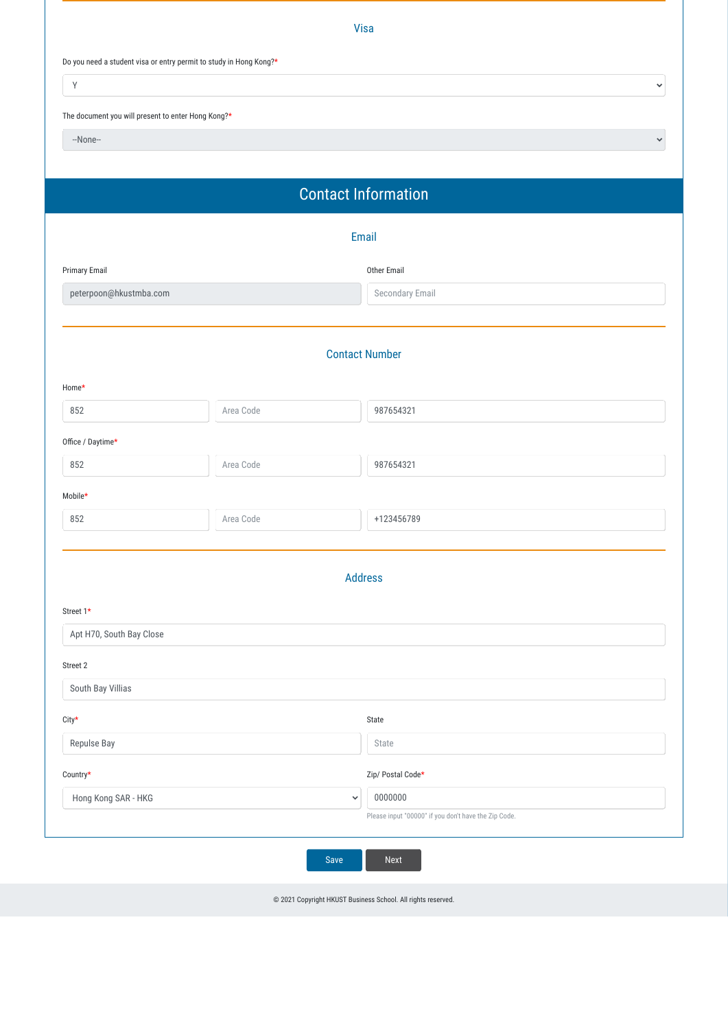### Visa

Do you need a student visa or entry permit to study in Hong Kong?*

Y

The document you will present to enter Hong Kong?*

--None--

## Contact Information

### Email

Primary Email

peterpoon@hkustmba.com

Other Email

Secondary Email

### Contact Number

Home*

852 | Area Code | 987654321

Office / Daytime*

852 | Area Code | 987654321

Mobile*

852 | Area Code | +123456789

### Address

Street 1*

Apt H70, South Bay Close

Street 2

South Bay Villias

City*

Repulse Bay

State

State

Country*

Hong Kong SAR - HKG

Zip/ Postal Code*

0000000

Please input "00000" if you don't have the Zip Code.

Save | Next

© 2021 Copyright HKUST Business School. All rights reserved.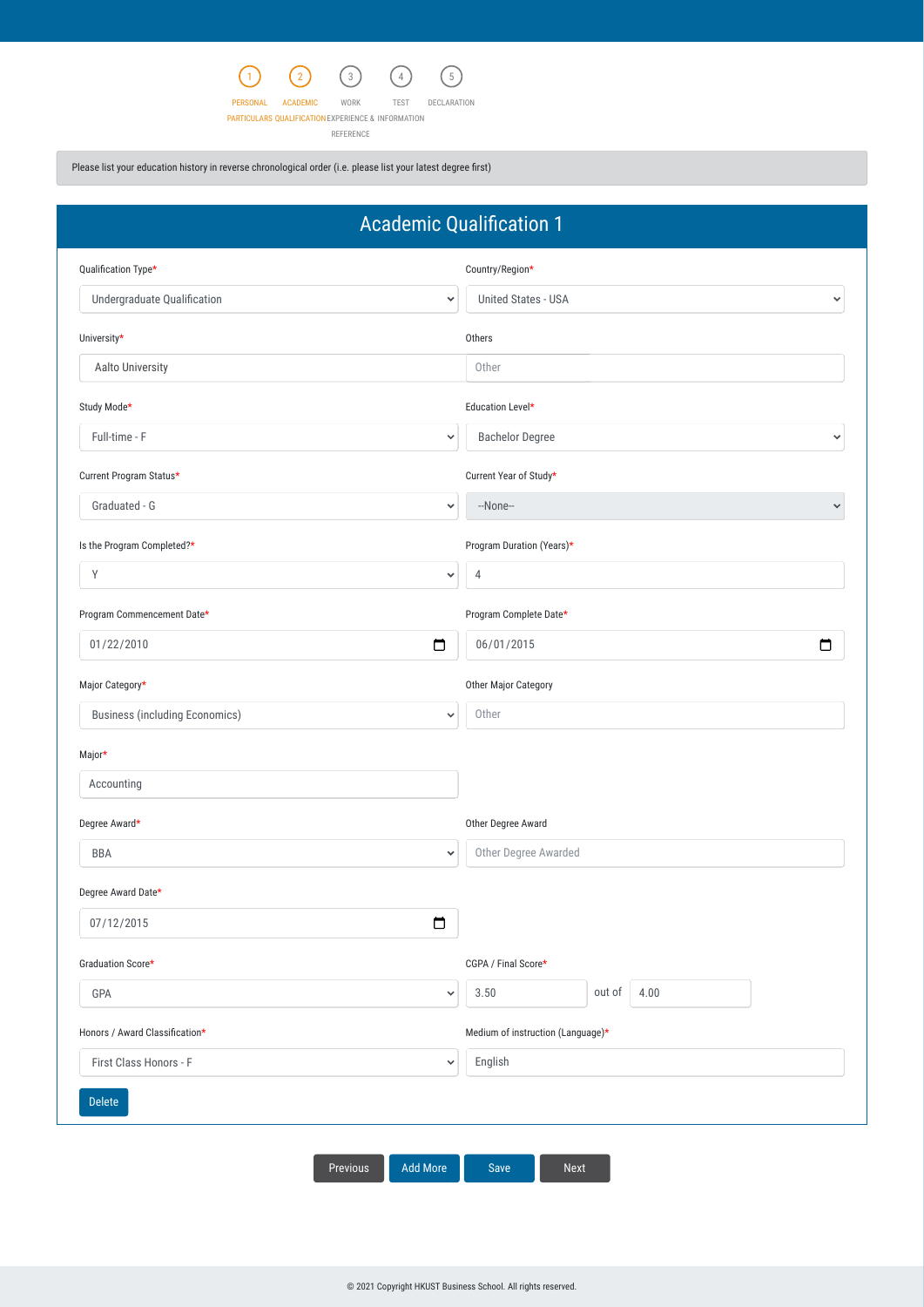1 PERSONAL PARTICULARS | 2 ACADEMIC QUALIFICATION | 3 WORK EXPERIENCE & REFERENCE | 4 TEST INFORMATION | 5 DECLARATION

Please list your education history in reverse chronological order (i.e. please list your latest degree first)

## Academic Qualification 1

Qualification Type*
Undergraduate Qualification

Country/Region*
United States - USA

University*
Aalto University

Others
Other

Study Mode*
Full-time - F

Education Level*
Bachelor Degree

Current Program Status*
Graduated - G

Current Year of Study*
--None--

Is the Program Completed?*
Y

Program Duration (Years)*
4

Program Commencement Date*
01/22/2010

Program Complete Date*
06/01/2015

Major Category*
Business (including Economics)

Other Major Category
Other

Major*
Accounting

Degree Award*
BBA

Other Degree Award
Other Degree Awarded

Degree Award Date*
07/12/2015

Graduation Score*
GPA

CGPA / Final Score*
3.50 out of 4.00

Honors / Award Classification*
First Class Honors - F

Medium of instruction (Language)*
English

Delete

Previous | Add More | Save | Next

© 2021 Copyright HKUST Business School. All rights reserved.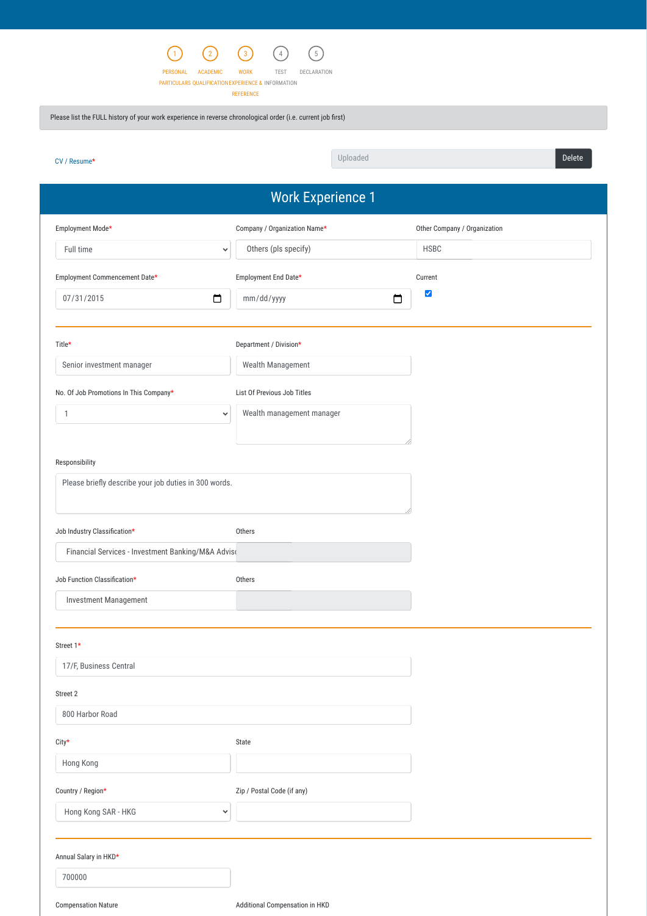1 PERSONAL PARTICULARS — 2 ACADEMIC QUALIFICATION — 3 WORK EXPERIENCE & REFERENCE — 4 TEST INFORMATION — 5 DECLARATION

Please list the FULL history of your work experience in reverse chronological order (i.e. current job first)

CV / Resume*: Uploaded [Delete]

## Work Experience 1

| Employment Mode* | Company / Organization Name* | Other Company / Organization |
|---|---|---|
| Full time | Others (pls specify) | HSBC |

| Employment Commencement Date* | Employment End Date* | Current |
|---|---|---|
| 07/31/2015 | mm/dd/yyyy | ☑ |

---

| Title* | Department / Division* |
|---|---|
| Senior investment manager | Wealth Management |

| No. Of Job Promotions In This Company* | List Of Previous Job Titles |
|---|---|
| 1 | Wealth management manager |

Responsibility

Please briefly describe your job duties in 300 words.

| Job Industry Classification* | Others |
|---|---|
| Financial Services - Investment Banking/M&A Advis | |

| Job Function Classification* | Others |
|---|---|
| Investment Management | |

---

Street 1*

17/F, Business Central

Street 2

800 Harbor Road

| City* | State |
|---|---|
| Hong Kong | |

| Country / Region* | Zip / Postal Code (if any) |
|---|---|
| Hong Kong SAR - HKG | |

---

Annual Salary in HKD*

700000

| Compensation Nature | Additional Compensation in HKD |
|---|---|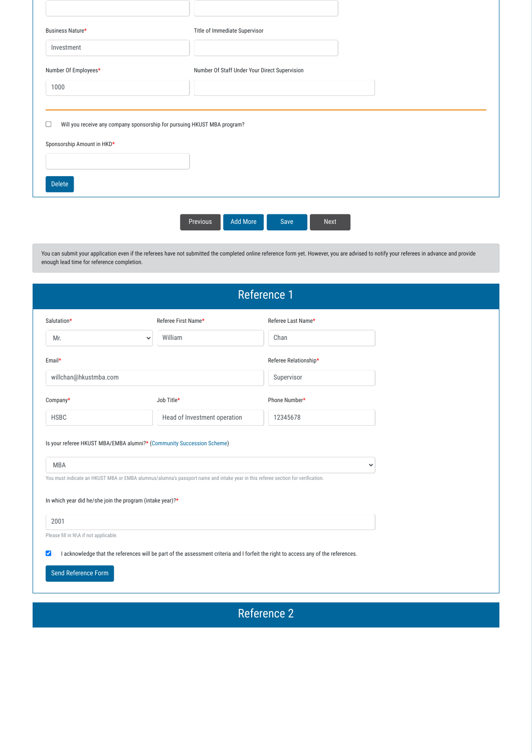Business Nature*

Investment

Title of Immediate Supervisor

Number Of Employees*

1000

Number Of Staff Under Your Direct Supervision

---

☐ Will you receive any company sponsorship for pursuing HKUST MBA program?

Sponsorship Amount in HKD*

Delete

Previous | Add More | Save | Next

You can submit your application even if the referees have not submitted the completed online reference form yet. However, you are advised to notify your referees in advance and provide enough lead time for reference completion.

## Reference 1

Salutation*

Mr.

Referee First Name*

William

Referee Last Name*

Chan

Email*

willchan@hkustmba.com

Referee Relationship*

Supervisor

Company*

HSBC

Job Title*

Head of Investment operation

Phone Number*

12345678

Is your referee HKUST MBA/EMBA alumni?* (Community Succession Scheme)

MBA

You must indicate an HKUST MBA or EMBA alumnus/alumna's passport name and intake year in this referee section for verification.

In which year did he/she join the program (intake year)?*

2001

Please fill in N\A if not applicable.

☑ I acknowledge that the references will be part of the assessment criteria and I forfeit the right to access any of the references.

Send Reference Form

## Reference 2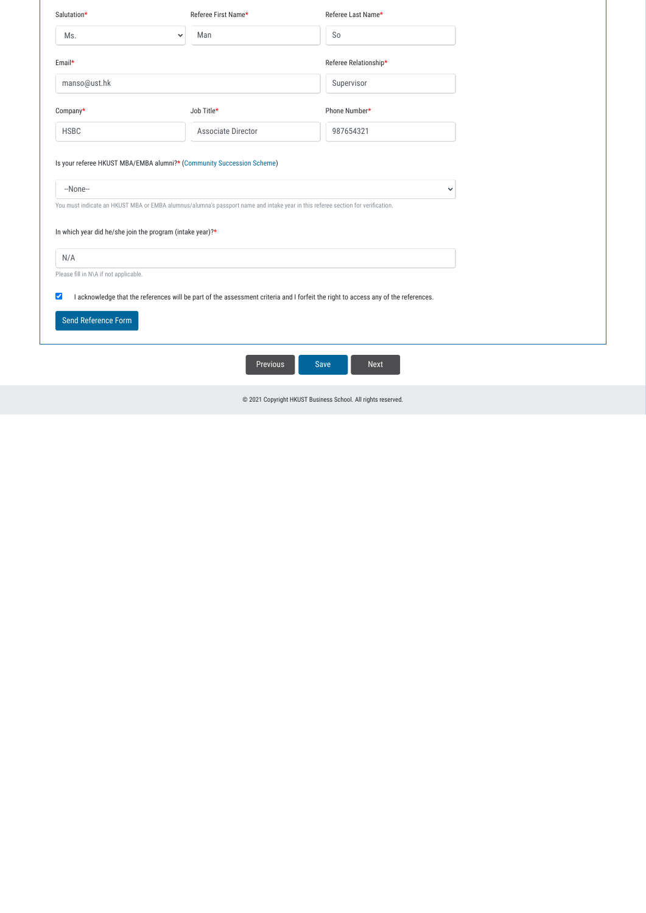Salutation* Ms.

Referee First Name* Man

Referee Last Name* So

Email* manso@ust.hk

Referee Relationship* Supervisor

Company* HSBC

Job Title* Associate Director

Phone Number* 987654321

Is your referee HKUST MBA/EMBA alumni?* (Community Succession Scheme)

--None--

You must indicate an HKUST MBA or EMBA alumnus/alumna's passport name and intake year in this referee section for verification.

In which year did he/she join the program (intake year)?*

N/A

Please fill in N\A if not applicable.

☑ I acknowledge that the references will be part of the assessment criteria and I forfeit the right to access any of the references.

Send Reference Form

Previous Save Next

© 2021 Copyright HKUST Business School. All rights reserved.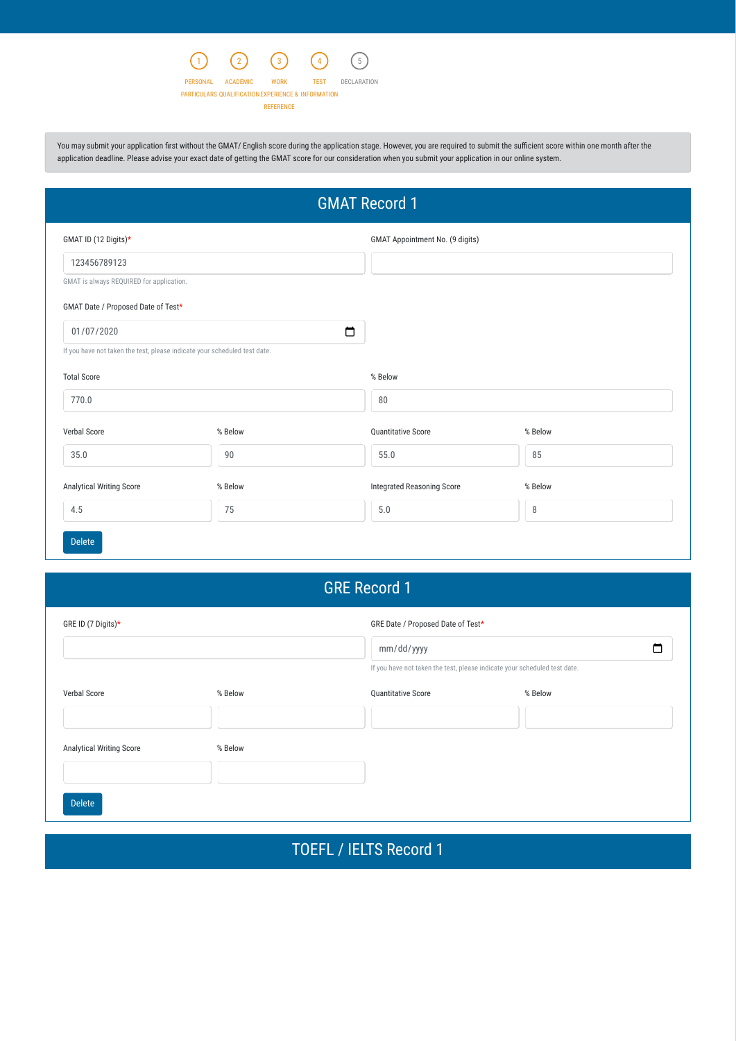1 PERSONAL PARTICULARS — 2 ACADEMIC QUALIFICATION — 3 WORK EXPERIENCE & REFERENCE — 4 TEST INFORMATION — 5 DECLARATION

You may submit your application first without the GMAT/ English score during the application stage. However, you are required to submit the sufficient score within one month after the application deadline. Please advise your exact date of getting the GMAT score for our consideration when you submit your application in our online system.

## GMAT Record 1

GMAT ID (12 Digits)*: 123456789123

GMAT is always REQUIRED for application.

GMAT Appointment No. (9 digits):

GMAT Date / Proposed Date of Test*: 01/07/2020

If you have not taken the test, please indicate your scheduled test date.

| Field | Score | % Below |
|---|---|---|
| Total Score | 770.0 | 80 |
| Verbal Score | 35.0 | 90 |
| Quantitative Score | 55.0 | 85 |
| Analytical Writing Score | 4.5 | 75 |
| Integrated Reasoning Score | 5.0 | 8 |

Delete

## GRE Record 1

GRE ID (7 Digits)*:

GRE Date / Proposed Date of Test*: mm/dd/yyyy

If you have not taken the test, please indicate your scheduled test date.

| Field | Score | % Below |
|---|---|---|
| Verbal Score | | |
| Quantitative Score | | |
| Analytical Writing Score | | |

Delete

## TOEFL / IELTS Record 1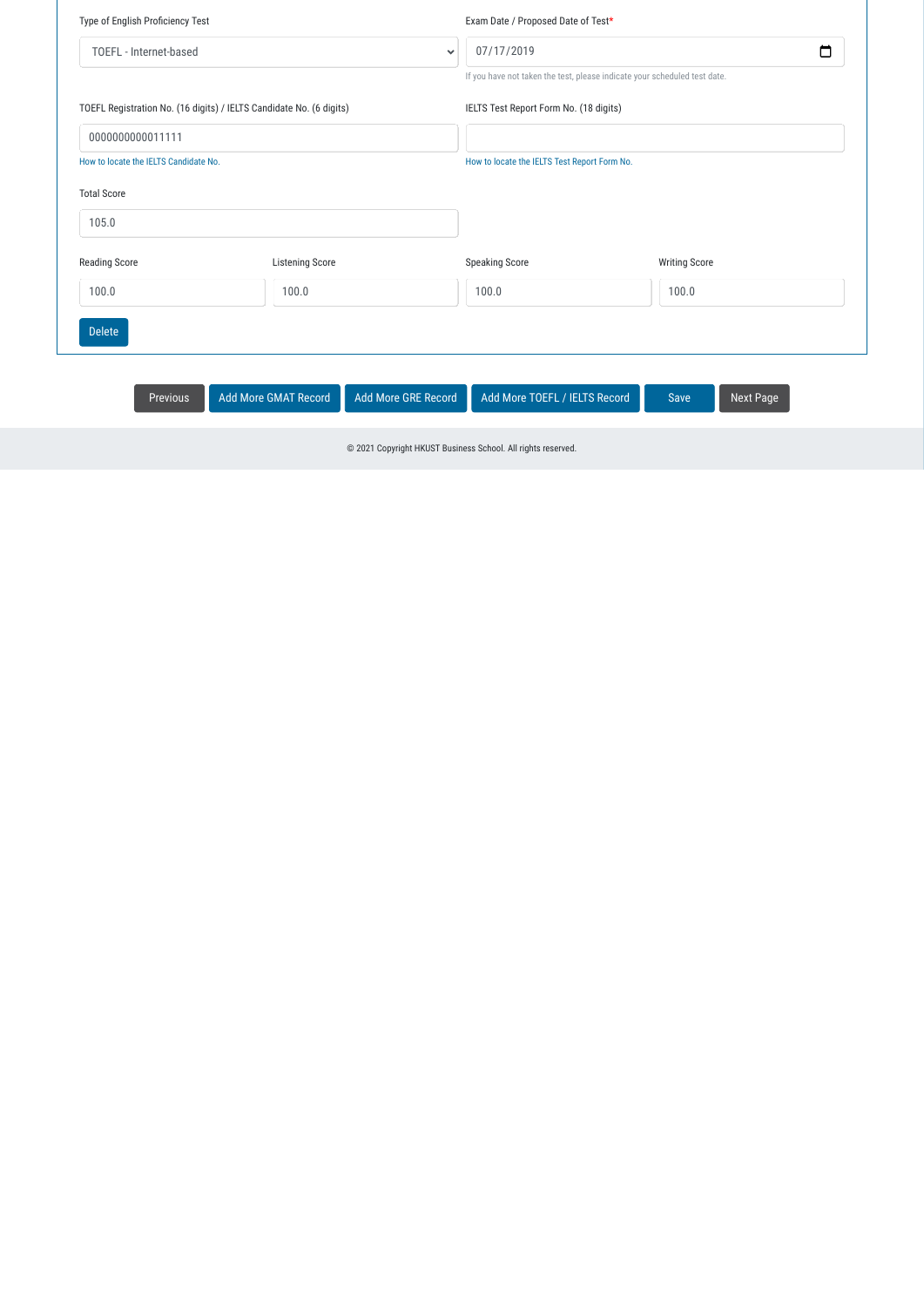Type of English Proficiency Test

TOEFL - Internet-based

Exam Date / Proposed Date of Test*

07/17/2019

If you have not taken the test, please indicate your scheduled test date.

TOEFL Registration No. (16 digits) / IELTS Candidate No. (6 digits)

0000000000011111

How to locate the IELTS Candidate No.

IELTS Test Report Form No. (18 digits)

How to locate the IELTS Test Report Form No.

Total Score

105.0

| Reading Score | Listening Score | Speaking Score | Writing Score |
| --- | --- | --- | --- |
| 100.0 | 100.0 | 100.0 | 100.0 |

Delete

Previous | Add More GMAT Record | Add More GRE Record | Add More TOEFL / IELTS Record | Save | Next Page

© 2021 Copyright HKUST Business School. All rights reserved.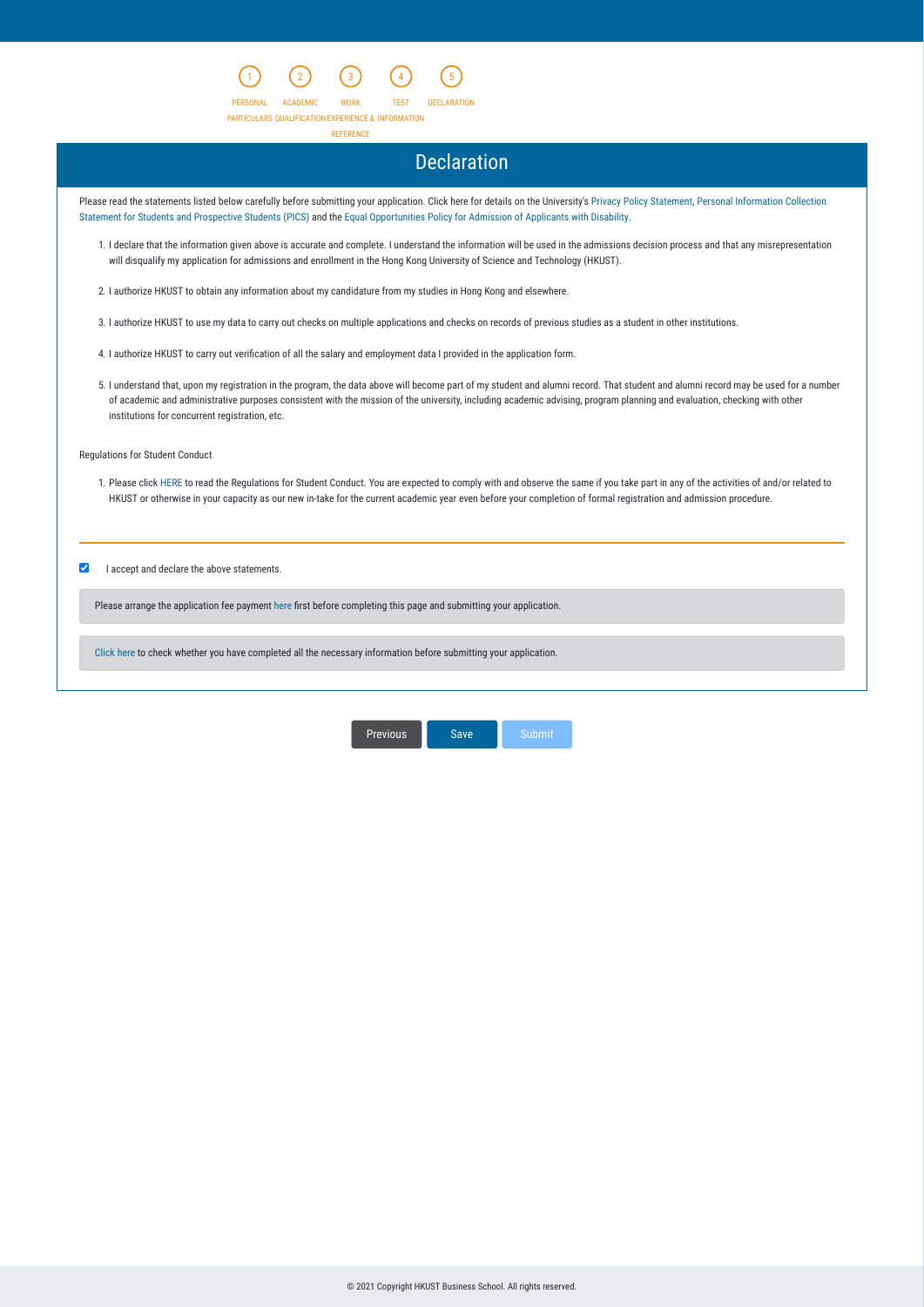1 PERSONAL PARTICULARS

2 ACADEMIC QUALIFICATION

3 WORK EXPERIENCE & REFERENCE

4 TEST INFORMATION

5 DECLARATION

# Declaration

Please read the statements listed below carefully before submitting your application. Click here for details on the University's Privacy Policy Statement, Personal Information Collection Statement for Students and Prospective Students (PICS) and the Equal Opportunities Policy for Admission of Applicants with Disability.

1. I declare that the information given above is accurate and complete. I understand the information will be used in the admissions decision process and that any misrepresentation will disqualify my application for admissions and enrollment in the Hong Kong University of Science and Technology (HKUST).
2. I authorize HKUST to obtain any information about my candidature from my studies in Hong Kong and elsewhere.
3. I authorize HKUST to use my data to carry out checks on multiple applications and checks on records of previous studies as a student in other institutions.
4. I authorize HKUST to carry out verification of all the salary and employment data I provided in the application form.
5. I understand that, upon my registration in the program, the data above will become part of my student and alumni record. That student and alumni record may be used for a number of academic and administrative purposes consistent with the mission of the university, including academic advising, program planning and evaluation, checking with other institutions for concurrent registration, etc.

Regulations for Student Conduct

1. Please click HERE to read the Regulations for Student Conduct. You are expected to comply with and observe the same if you take part in any of the activities of and/or related to HKUST or otherwise in your capacity as our new in-take for the current academic year even before your completion of formal registration and admission procedure.

- [x] I accept and declare the above statements.

Please arrange the application fee payment here first before completing this page and submitting your application.

Click here to check whether you have completed all the necessary information before submitting your application.

Previous Save Submit

© 2021 Copyright HKUST Business School. All rights reserved.